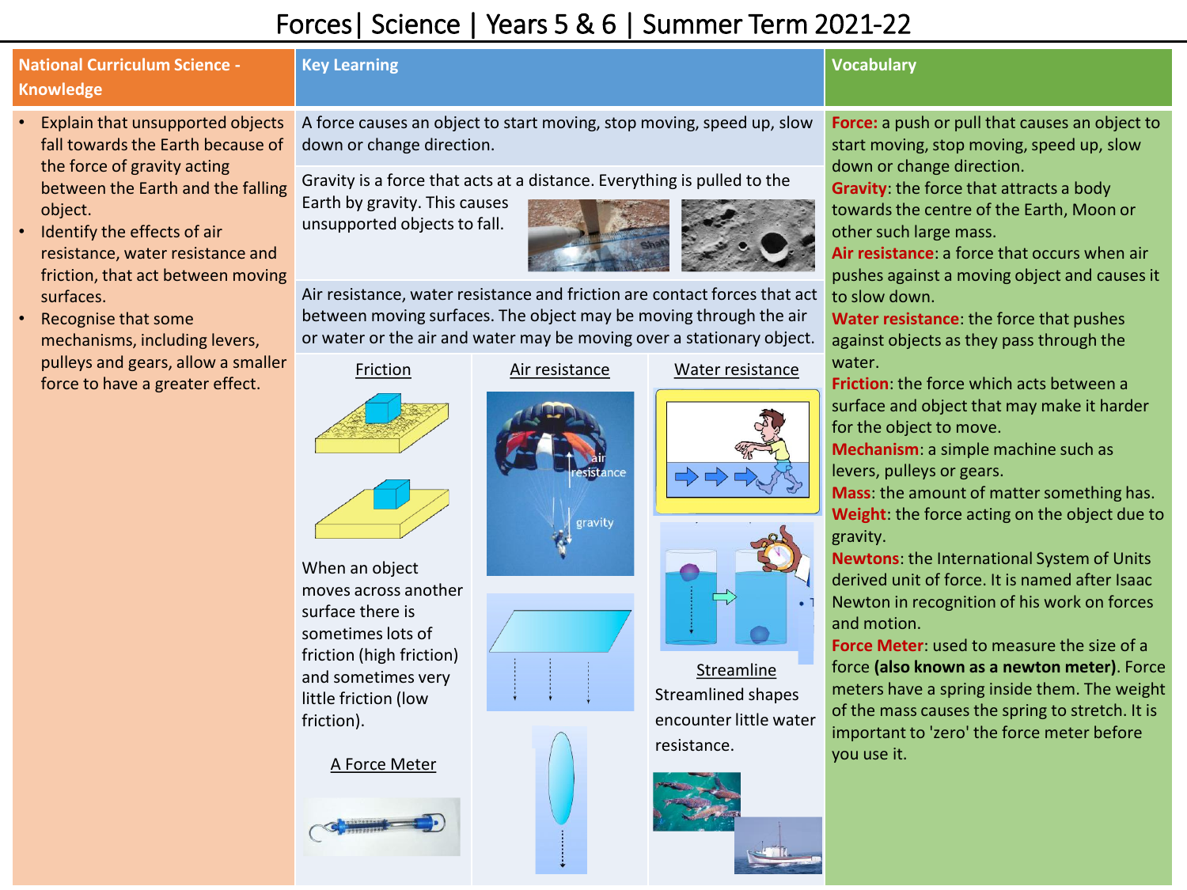# Forces| Science | Years 5 & 6 | Summer Term 2021-22

## National Curriculum Science - Knowledge

- Explain that unsupported objects fall towards the Earth because of the force of gravity acting between the Earth and the falling object.
- Identify the effects of air resistance, water resistance and friction, that act between moving surfaces.
- Recognise that some mechanisms, including levers, pulleys and gears, allow a smaller force to have a greater effect.

## Key Learning

A force causes an object to start moving, stop moving, speed up, slow down or change direction.

Gravity is a force that acts at a distance. Everything is pulled to the Earth by gravity. This causes unsupported objects to fall.

Air resistance, water resistance and friction are contact forces that act between moving surfaces. The object may be moving through the air or water or the air and water may be moving over a stationary object.

### Friction

When an object moves across another surface there is sometimes lots of friction (high friction) and sometimes very little friction (low friction).

### A Force Meter

### Air resistance

air resistance

gravity

### Water resistance

### Streamline

Streamlined shapes encounter little water resistance.

## Vocabulary

**Force:** a push or pull that causes an object to start moving, stop moving, speed up, slow down or change direction.

**Gravity**: the force that attracts a body towards the centre of the Earth, Moon or other such large mass.

**Air resistance**: a force that occurs when air pushes against a moving object and causes it to slow down.

**Water resistance**: the force that pushes against objects as they pass through the water.

**Friction**: the force which acts between a surface and object that may make it harder for the object to move.

**Mechanism**: a simple machine such as levers, pulleys or gears.

**Mass**: the amount of matter something has.

**Weight**: the force acting on the object due to gravity.

**Newtons**: the International System of Units derived unit of force. It is named after Isaac Newton in recognition of his work on forces and motion.

**Force Meter**: used to measure the size of a force **(also known as a newton meter)**. Force meters have a spring inside them. The weight of the mass causes the spring to stretch. It is important to 'zero' the force meter before you use it.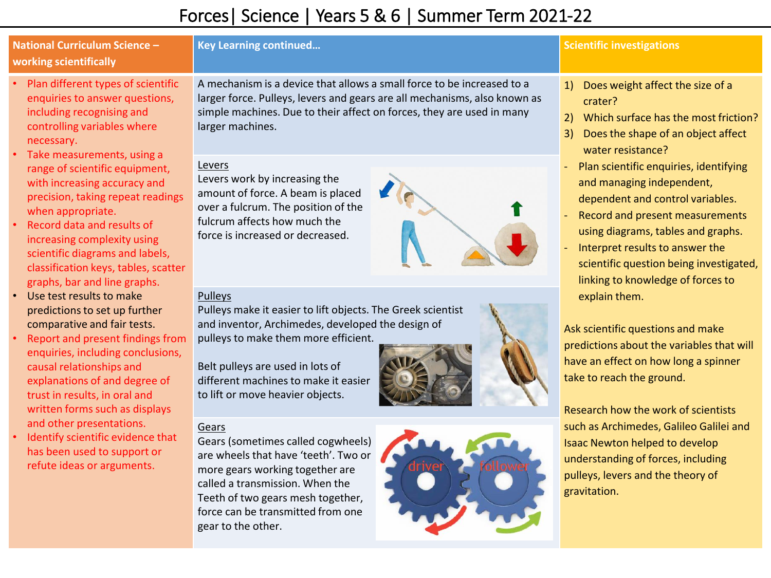# Forces| Science | Years 5 & 6 | Summer Term 2021-22

## National Curriculum Science – working scientifically

- Plan different types of scientific enquiries to answer questions, including recognising and controlling variables where necessary.
- Take measurements, using a range of scientific equipment, with increasing accuracy and precision, taking repeat readings when appropriate.
- Record data and results of increasing complexity using scientific diagrams and labels, classification keys, tables, scatter graphs, bar and line graphs.
- Use test results to make predictions to set up further comparative and fair tests.
- Report and present findings from enquiries, including conclusions, causal relationships and explanations of and degree of trust in results, in oral and written forms such as displays and other presentations.
- Identify scientific evidence that has been used to support or refute ideas or arguments.

## Key Learning continued…

A mechanism is a device that allows a small force to be increased to a larger force. Pulleys, levers and gears are all mechanisms, also known as simple machines. Due to their affect on forces, they are used in many larger machines.

### Levers

Levers work by increasing the amount of force. A beam is placed over a fulcrum. The position of the fulcrum affects how much the force is increased or decreased.

### Pulleys

Pulleys make it easier to lift objects. The Greek scientist and inventor, Archimedes, developed the design of pulleys to make them more efficient.

Belt pulleys are used in lots of different machines to make it easier to lift or move heavier objects.

### Gears

Gears (sometimes called cogwheels) are wheels that have 'teeth'. Two or more gears working together are called a transmission. When the Teeth of two gears mesh together, force can be transmitted from one gear to the other.

driver

follower

## Scientific investigations

1) Does weight affect the size of a crater?
2) Which surface has the most friction?
3) Does the shape of an object affect water resistance?

- Plan scientific enquiries, identifying and managing independent, dependent and control variables.
- Record and present measurements using diagrams, tables and graphs.
- Interpret results to answer the scientific question being investigated, linking to knowledge of forces to explain them.

Ask scientific questions and make predictions about the variables that will have an effect on how long a spinner take to reach the ground.

Research how the work of scientists such as Archimedes, Galileo Galilei and Isaac Newton helped to develop understanding of forces, including pulleys, levers and the theory of gravitation.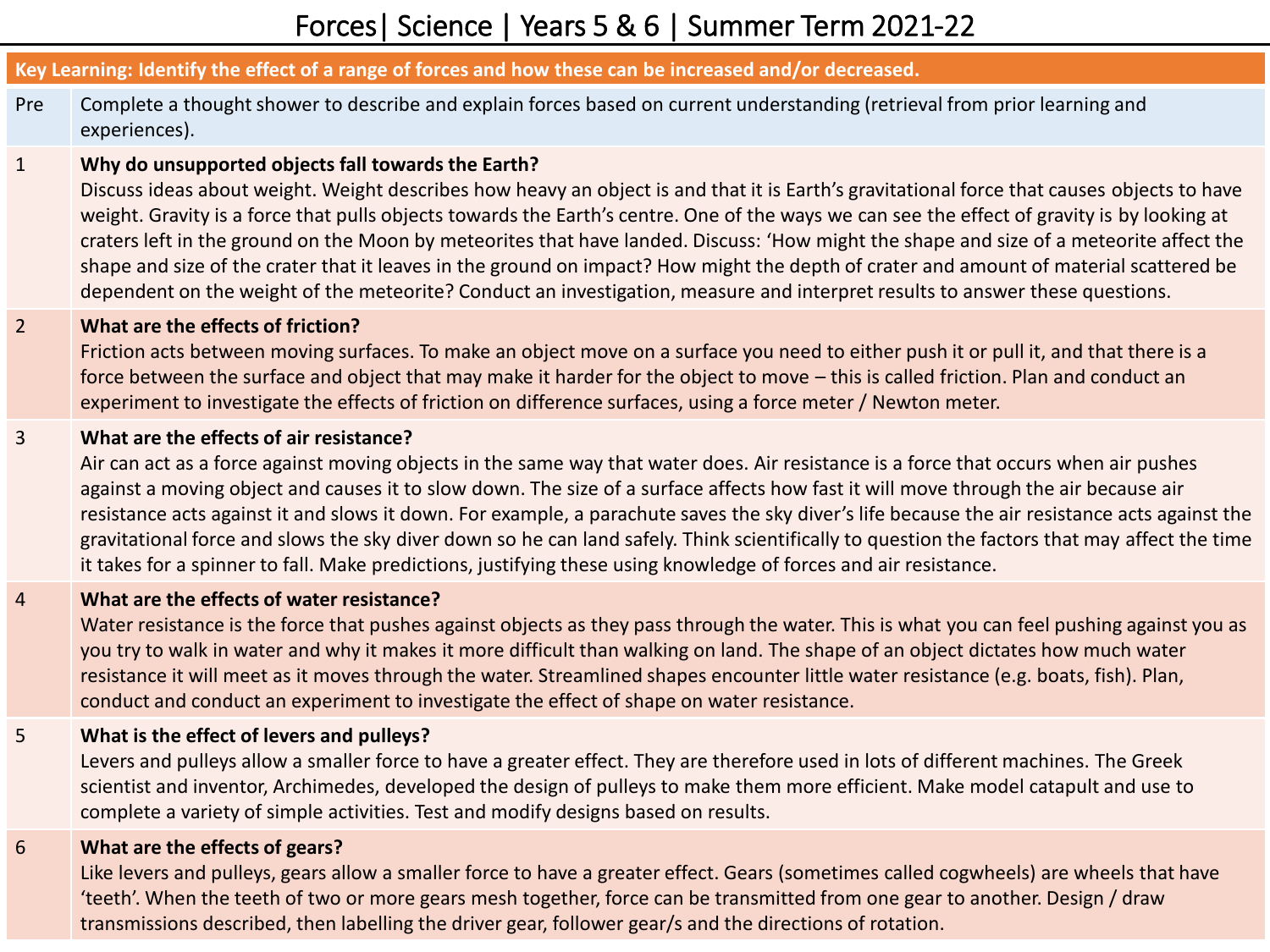# Forces| Science | Years 5 & 6 | Summer Term 2021-22

| Key Learning: Identify the effect of a range of forces and how these can be increased and/or decreased. | |
|---|---|
| Pre | Complete a thought shower to describe and explain forces based on current understanding (retrieval from prior learning and experiences). |
| 1 | **Why do unsupported objects fall towards the Earth?**<br>Discuss ideas about weight. Weight describes how heavy an object is and that it is Earth's gravitational force that causes objects to have weight. Gravity is a force that pulls objects towards the Earth's centre. One of the ways we can see the effect of gravity is by looking at craters left in the ground on the Moon by meteorites that have landed. Discuss: 'How might the shape and size of a meteorite affect the shape and size of the crater that it leaves in the ground on impact? How might the depth of crater and amount of material scattered be dependent on the weight of the meteorite? Conduct an investigation, measure and interpret results to answer these questions. |
| 2 | **What are the effects of friction?**<br>Friction acts between moving surfaces. To make an object move on a surface you need to either push it or pull it, and that there is a force between the surface and object that may make it harder for the object to move – this is called friction. Plan and conduct an experiment to investigate the effects of friction on difference surfaces, using a force meter / Newton meter. |
| 3 | **What are the effects of air resistance?**<br>Air can act as a force against moving objects in the same way that water does. Air resistance is a force that occurs when air pushes against a moving object and causes it to slow down. The size of a surface affects how fast it will move through the air because air resistance acts against it and slows it down. For example, a parachute saves the sky diver's life because the air resistance acts against the gravitational force and slows the sky diver down so he can land safely. Think scientifically to question the factors that may affect the time it takes for a spinner to fall. Make predictions, justifying these using knowledge of forces and air resistance. |
| 4 | **What are the effects of water resistance?**<br>Water resistance is the force that pushes against objects as they pass through the water. This is what you can feel pushing against you as you try to walk in water and why it makes it more difficult than walking on land. The shape of an object dictates how much water resistance it will meet as it moves through the water. Streamlined shapes encounter little water resistance (e.g. boats, fish). Plan, conduct and conduct an experiment to investigate the effect of shape on water resistance. |
| 5 | **What is the effect of levers and pulleys?**<br>Levers and pulleys allow a smaller force to have a greater effect. They are therefore used in lots of different machines. The Greek scientist and inventor, Archimedes, developed the design of pulleys to make them more efficient. Make model catapult and use to complete a variety of simple activities. Test and modify designs based on results. |
| 6 | **What are the effects of gears?**<br>Like levers and pulleys, gears allow a smaller force to have a greater effect. Gears (sometimes called cogwheels) are wheels that have 'teeth'. When the teeth of two or more gears mesh together, force can be transmitted from one gear to another. Design / draw transmissions described, then labelling the driver gear, follower gear/s and the directions of rotation. |